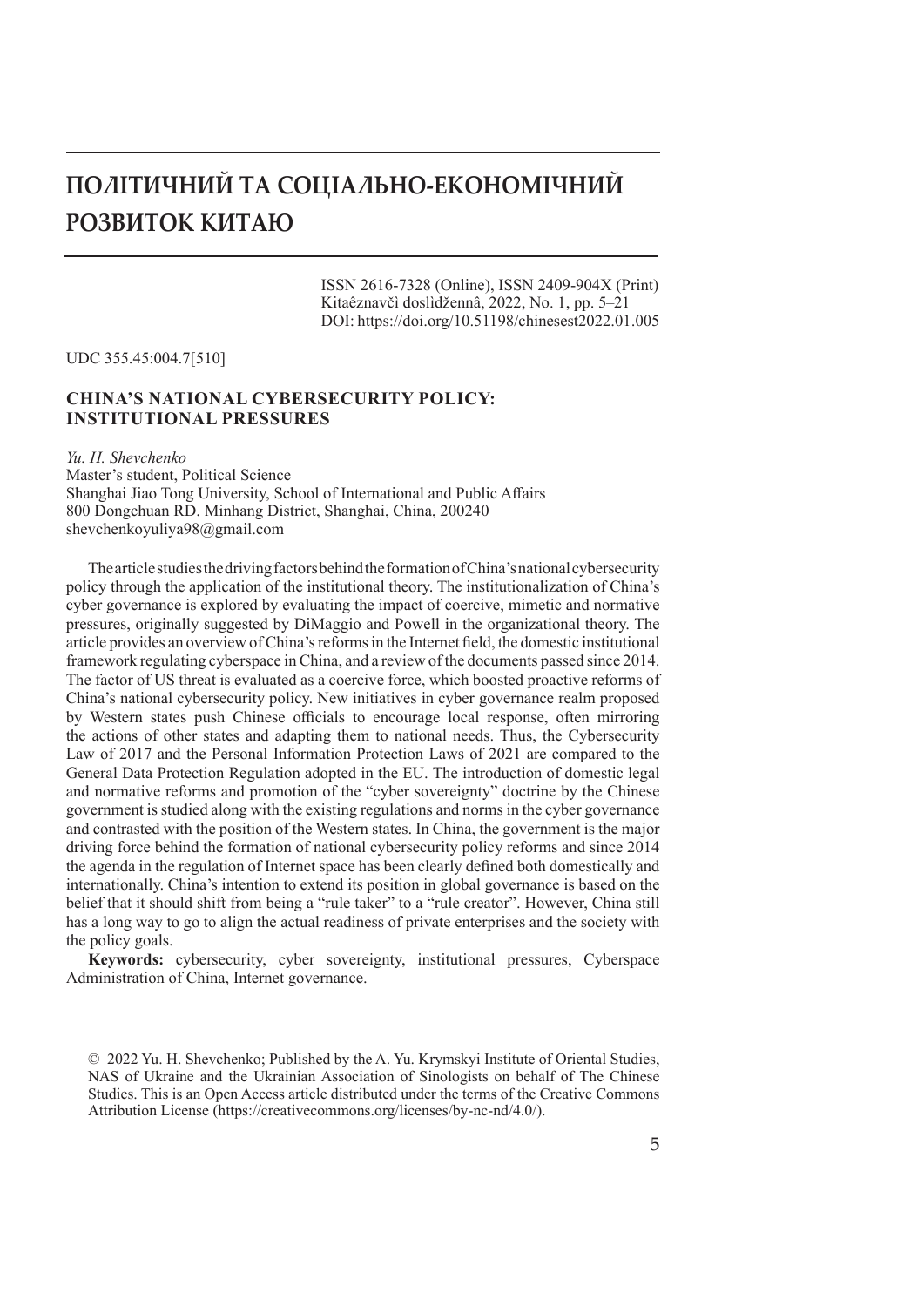# ПОЛІТИЧНИЙ ТА СОЦІАЛЬНО-ЕКОНОМІЧНИЙ РОЗВИТОК КИТАЮ

ISSN 2616-7328 (Online), ISSN 2409-904X (Print)
Kitaêznavči doslìdžennâ, 2022, No. 1, pp. 5–21
DOI: https://doi.org/10.51198/chinesest2022.01.005

UDC 355.45:004.7[510]

## CHINA'S NATIONAL CYBERSECURITY POLICY: INSTITUTIONAL PRESSURES

*Yu. H. Shevchenko*
Master's student, Political Science
Shanghai Jiao Tong University, School of International and Public Affairs
800 Dongchuan RD. Minhang District, Shanghai, China, 200240
shevchenkoyuliya98@gmail.com

The article studies the driving factors behind the formation of China's national cybersecurity policy through the application of the institutional theory. The institutionalization of China's cyber governance is explored by evaluating the impact of coercive, mimetic and normative pressures, originally suggested by DiMaggio and Powell in the organizational theory. The article provides an overview of China's reforms in the Internet field, the domestic institutional framework regulating cyberspace in China, and a review of the documents passed since 2014. The factor of US threat is evaluated as a coercive force, which boosted proactive reforms of China's national cybersecurity policy. New initiatives in cyber governance realm proposed by Western states push Chinese officials to encourage local response, often mirroring the actions of other states and adapting them to national needs. Thus, the Cybersecurity Law of 2017 and the Personal Information Protection Laws of 2021 are compared to the General Data Protection Regulation adopted in the EU. The introduction of domestic legal and normative reforms and promotion of the "cyber sovereignty" doctrine by the Chinese government is studied along with the existing regulations and norms in the cyber governance and contrasted with the position of the Western states. In China, the government is the major driving force behind the formation of national cybersecurity policy reforms and since 2014 the agenda in the regulation of Internet space has been clearly defined both domestically and internationally. China's intention to extend its position in global governance is based on the belief that it should shift from being a "rule taker" to a "rule creator". However, China still has a long way to go to align the actual readiness of private enterprises and the society with the policy goals.

**Keywords:** cybersecurity, cyber sovereignty, institutional pressures, Cyberspace Administration of China, Internet governance.

---

© 2022 Yu. H. Shevchenko; Published by the A. Yu. Krymskyi Institute of Oriental Studies, NAS of Ukraine and the Ukrainian Association of Sinologists on behalf of The Chinese Studies. This is an Open Access article distributed under the terms of the Creative Commons Attribution License (https://creativecommons.org/licenses/by-nc-nd/4.0/).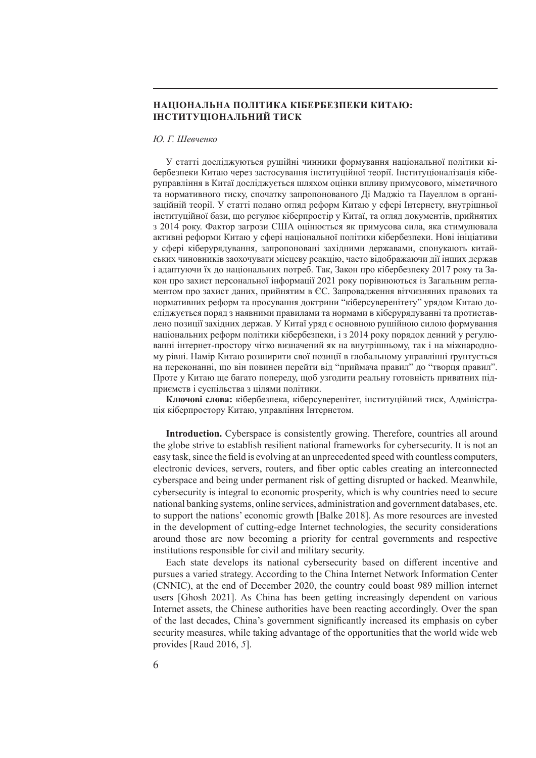## НАЦІОНАЛЬНА ПОЛІТИКА КІБЕРБЕЗПЕКИ КИТАЮ: ІНСТИТУЦІОНАЛЬНИЙ ТИСК

*Ю. Г. Шевченко*

У статті досліджуються рушійні чинники формування національної політики кібербезпеки Китаю через застосування інституційної теорії. Інституціоналізація кіберуправління в Китаї досліджується шляхом оцінки впливу примусового, міметичного та нормативного тиску, спочатку запропонованого Ді Маджіо та Пауеллом в організаційній теорії. У статті подано огляд реформ Китаю у сфері Інтернету, внутрішньої інституційної бази, що регулює кіберпростір у Китаї, та огляд документів, прийнятих з 2014 року. Фактор загрози США оцінюється як примусова сила, яка стимулювала активні реформи Китаю у сфері національної політики кібербезпеки. Нові ініціативи у сфері кіберурядування, запропоновані західними державами, спонукають китайських чиновників заохочувати місцеву реакцію, часто відображаючи дії інших держав і адаптуючи їх до національних потреб. Так, Закон про кібербезпеку 2017 року та Закон про захист персональної інформації 2021 року порівнюються із Загальним регламентом про захист даних, прийнятим в ЄС. Запровадження вітчизняних правових та нормативних реформ та просування доктрини "кіберсуверенітету" урядом Китаю досліджується поряд з наявними правилами та нормами в кіберурядуванні та протиставлено позиції західних держав. У Китаї уряд є основною рушійною силою формування національних реформ політики кібербезпеки, і з 2014 року порядок денний у регулюванні інтернет-простору чітко визначений як на внутрішньому, так і на міжнародному рівні. Намір Китаю розширити свої позиції в глобальному управлінні ґрунтується на переконанні, що він повинен перейти від "приймача правил" до "творця правил". Проте у Китаю ще багато попереду, щоб узгодити реальну готовність приватних підприємств і суспільства з цілями політики.

**Ключові слова:** кібербезпека, кіберсуверенітет, інституційний тиск, Адміністрація кіберпростору Китаю, управління Інтернетом.

**Introduction.** Cyberspace is consistently growing. Therefore, countries all around the globe strive to establish resilient national frameworks for cybersecurity. It is not an easy task, since the field is evolving at an unprecedented speed with countless computers, electronic devices, servers, routers, and fiber optic cables creating an interconnected cyberspace and being under permanent risk of getting disrupted or hacked. Meanwhile, cybersecurity is integral to economic prosperity, which is why countries need to secure national banking systems, online services, administration and government databases, etc. to support the nations' economic growth [Balke 2018]. As more resources are invested in the development of cutting-edge Internet technologies, the security considerations around those are now becoming a priority for central governments and respective institutions responsible for civil and military security.

Each state develops its national cybersecurity based on different incentive and pursues a varied strategy. According to the China Internet Network Information Center (CNNIC), at the end of December 2020, the country could boast 989 million internet users [Ghosh 2021]. As China has been getting increasingly dependent on various Internet assets, the Chinese authorities have been reacting accordingly. Over the span of the last decades, China's government significantly increased its emphasis on cyber security measures, while taking advantage of the opportunities that the world wide web provides [Raud 2016, *5*].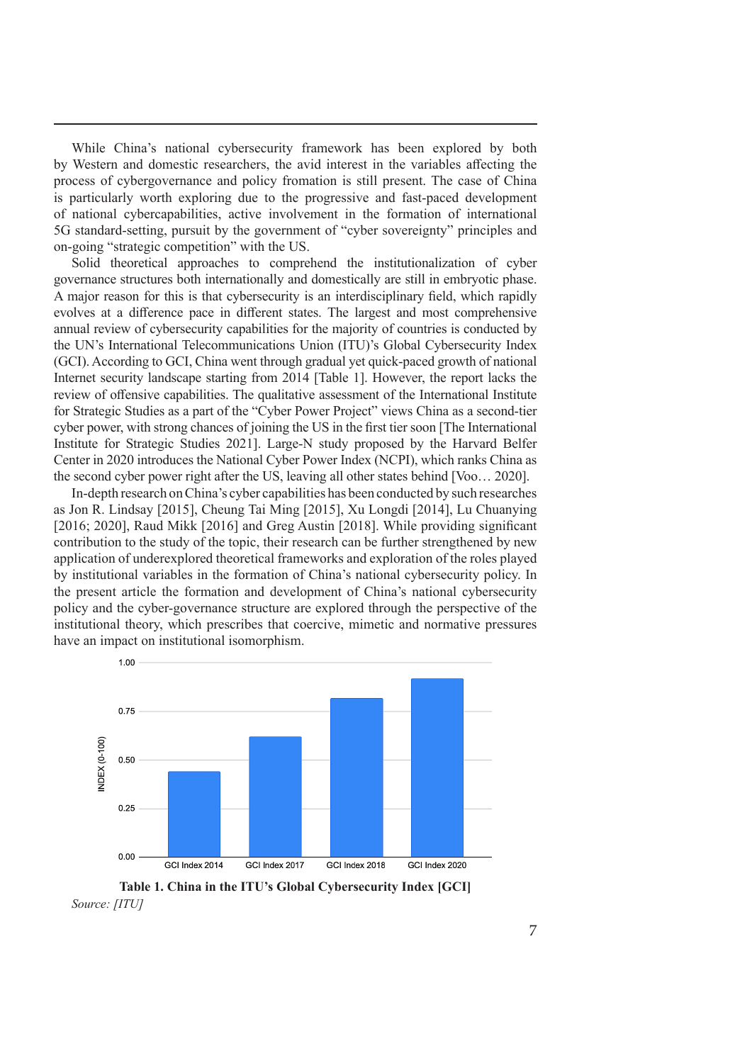While China's national cybersecurity framework has been explored by both by Western and domestic researchers, the avid interest in the variables affecting the process of cybergovernance and policy fromation is still present. The case of China is particularly worth exploring due to the progressive and fast-paced development of national cybercapabilities, active involvement in the formation of international 5G standard-setting, pursuit by the government of "cyber sovereignty" principles and on-going "strategic competition" with the US.

Solid theoretical approaches to comprehend the institutionalization of cyber governance structures both internationally and domestically are still in embryotic phase. A major reason for this is that cybersecurity is an interdisciplinary field, which rapidly evolves at a difference pace in different states. The largest and most comprehensive annual review of cybersecurity capabilities for the majority of countries is conducted by the UN's International Telecommunications Union (ITU)'s Global Cybersecurity Index (GCI). According to GCI, China went through gradual yet quick-paced growth of national Internet security landscape starting from 2014 [Table 1]. However, the report lacks the review of offensive capabilities. The qualitative assessment of the International Institute for Strategic Studies as a part of the "Cyber Power Project" views China as a second-tier cyber power, with strong chances of joining the US in the first tier soon [The International Institute for Strategic Studies 2021]. Large-N study proposed by the Harvard Belfer Center in 2020 introduces the National Cyber Power Index (NCPI), which ranks China as the second cyber power right after the US, leaving all other states behind [Voo… 2020].

In-depth research on China's cyber capabilities has been conducted by such researches as Jon R. Lindsay [2015], Cheung Tai Ming [2015], Xu Longdi [2014], Lu Chuanying [2016; 2020], Raud Mikk [2016] and Greg Austin [2018]. While providing significant contribution to the study of the topic, their research can be further strengthened by new application of underexplored theoretical frameworks and exploration of the roles played by institutional variables in the formation of China's national cybersecurity policy. In the present article the formation and development of China's national cybersecurity policy and the cyber-governance structure are explored through the perspective of the institutional theory, which prescribes that coercive, mimetic and normative pressures have an impact on institutional isomorphism.

| | INDEX (0-100) |
|---|---|
| GCI Index 2014 | ~0.44 |
| GCI Index 2017 | ~0.62 |
| GCI Index 2018 | ~0.82 |
| GCI Index 2020 | ~0.91 |

**Table 1. China in the ITU's Global Cybersecurity Index [GCI]**

*Source: [ITU]*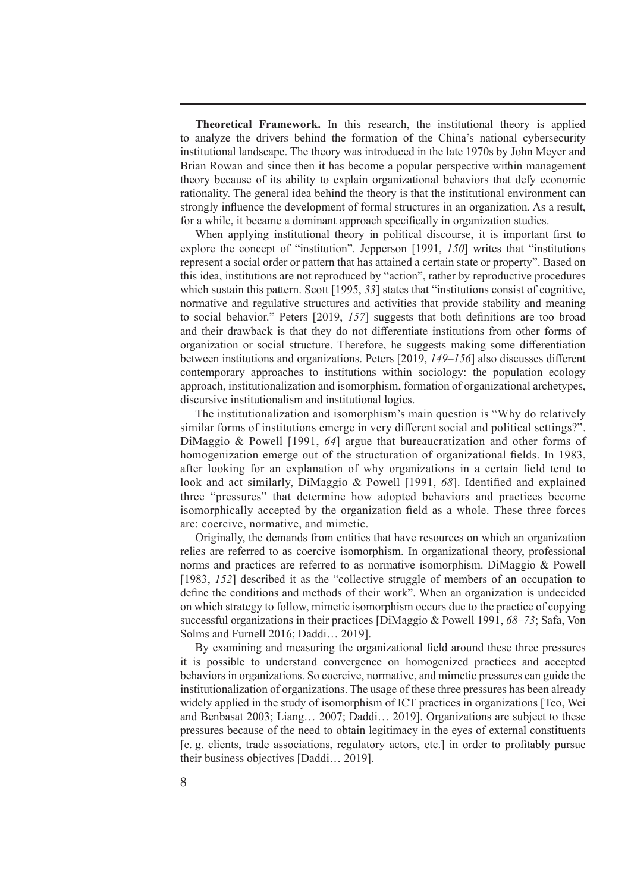**Theoretical Framework.** In this research, the institutional theory is applied to analyze the drivers behind the formation of the China's national cybersecurity institutional landscape. The theory was introduced in the late 1970s by John Meyer and Brian Rowan and since then it has become a popular perspective within management theory because of its ability to explain organizational behaviors that defy economic rationality. The general idea behind the theory is that the institutional environment can strongly influence the development of formal structures in an organization. As a result, for a while, it became a dominant approach specifically in organization studies.

When applying institutional theory in political discourse, it is important first to explore the concept of "institution". Jepperson [1991, *150*] writes that "institutions represent a social order or pattern that has attained a certain state or property". Based on this idea, institutions are not reproduced by "action", rather by reproductive procedures which sustain this pattern. Scott [1995, *33*] states that "institutions consist of cognitive, normative and regulative structures and activities that provide stability and meaning to social behavior." Peters [2019, *157*] suggests that both definitions are too broad and their drawback is that they do not differentiate institutions from other forms of organization or social structure. Therefore, he suggests making some differentiation between institutions and organizations. Peters [2019, *149–156*] also discusses different contemporary approaches to institutions within sociology: the population ecology approach, institutionalization and isomorphism, formation of organizational archetypes, discursive institutionalism and institutional logics.

The institutionalization and isomorphism's main question is "Why do relatively similar forms of institutions emerge in very different social and political settings?". DiMaggio & Powell [1991, *64*] argue that bureaucratization and other forms of homogenization emerge out of the structuration of organizational fields. In 1983, after looking for an explanation of why organizations in a certain field tend to look and act similarly, DiMaggio & Powell [1991, *68*]. Identified and explained three "pressures" that determine how adopted behaviors and practices become isomorphically accepted by the organization field as a whole. These three forces are: coercive, normative, and mimetic.

Originally, the demands from entities that have resources on which an organization relies are referred to as coercive isomorphism. In organizational theory, professional norms and practices are referred to as normative isomorphism. DiMaggio & Powell [1983, *152*] described it as the "collective struggle of members of an occupation to define the conditions and methods of their work". When an organization is undecided on which strategy to follow, mimetic isomorphism occurs due to the practice of copying successful organizations in their practices [DiMaggio & Powell 1991, *68–73*; Safa, Von Solms and Furnell 2016; Daddi… 2019].

By examining and measuring the organizational field around these three pressures it is possible to understand convergence on homogenized practices and accepted behaviors in organizations. So coercive, normative, and mimetic pressures can guide the institutionalization of organizations. The usage of these three pressures has been already widely applied in the study of isomorphism of ICT practices in organizations [Teo, Wei and Benbasat 2003; Liang… 2007; Daddi… 2019]. Organizations are subject to these pressures because of the need to obtain legitimacy in the eyes of external constituents [e. g. clients, trade associations, regulatory actors, etc.] in order to profitably pursue their business objectives [Daddi… 2019].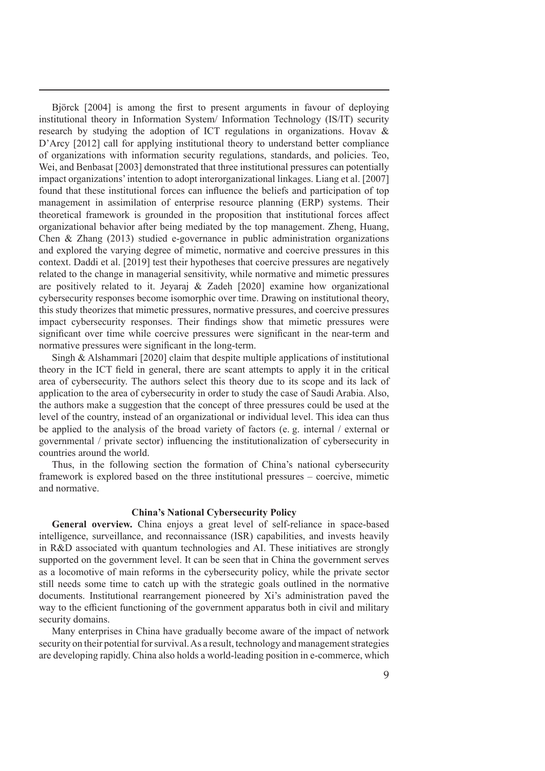Björck [2004] is among the first to present arguments in favour of deploying institutional theory in Information System/ Information Technology (IS/IT) security research by studying the adoption of ICT regulations in organizations. Hovav & D'Arcy [2012] call for applying institutional theory to understand better compliance of organizations with information security regulations, standards, and policies. Teo, Wei, and Benbasat [2003] demonstrated that three institutional pressures can potentially impact organizations' intention to adopt interorganizational linkages. Liang et al. [2007] found that these institutional forces can influence the beliefs and participation of top management in assimilation of enterprise resource planning (ERP) systems. Their theoretical framework is grounded in the proposition that institutional forces affect organizational behavior after being mediated by the top management. Zheng, Huang, Chen & Zhang (2013) studied e-governance in public administration organizations and explored the varying degree of mimetic, normative and coercive pressures in this context. Daddi et al. [2019] test their hypotheses that coercive pressures are negatively related to the change in managerial sensitivity, while normative and mimetic pressures are positively related to it. Jeyaraj & Zadeh [2020] examine how organizational cybersecurity responses become isomorphic over time. Drawing on institutional theory, this study theorizes that mimetic pressures, normative pressures, and coercive pressures impact cybersecurity responses. Their findings show that mimetic pressures were significant over time while coercive pressures were significant in the near-term and normative pressures were significant in the long-term.

Singh & Alshammari [2020] claim that despite multiple applications of institutional theory in the ICT field in general, there are scant attempts to apply it in the critical area of cybersecurity. The authors select this theory due to its scope and its lack of application to the area of cybersecurity in order to study the case of Saudi Arabia. Also, the authors make a suggestion that the concept of three pressures could be used at the level of the country, instead of an organizational or individual level. This idea can thus be applied to the analysis of the broad variety of factors (e. g. internal / external or governmental / private sector) influencing the institutionalization of cybersecurity in countries around the world.

Thus, in the following section the formation of China's national cybersecurity framework is explored based on the three institutional pressures – coercive, mimetic and normative.

## China's National Cybersecurity Policy

**General overview.** China enjoys a great level of self-reliance in space-based intelligence, surveillance, and reconnaissance (ISR) capabilities, and invests heavily in R&D associated with quantum technologies and AI. These initiatives are strongly supported on the government level. It can be seen that in China the government serves as a locomotive of main reforms in the cybersecurity policy, while the private sector still needs some time to catch up with the strategic goals outlined in the normative documents. Institutional rearrangement pioneered by Xi's administration paved the way to the efficient functioning of the government apparatus both in civil and military security domains.

Many enterprises in China have gradually become aware of the impact of network security on their potential for survival. As a result, technology and management strategies are developing rapidly. China also holds a world-leading position in e-commerce, which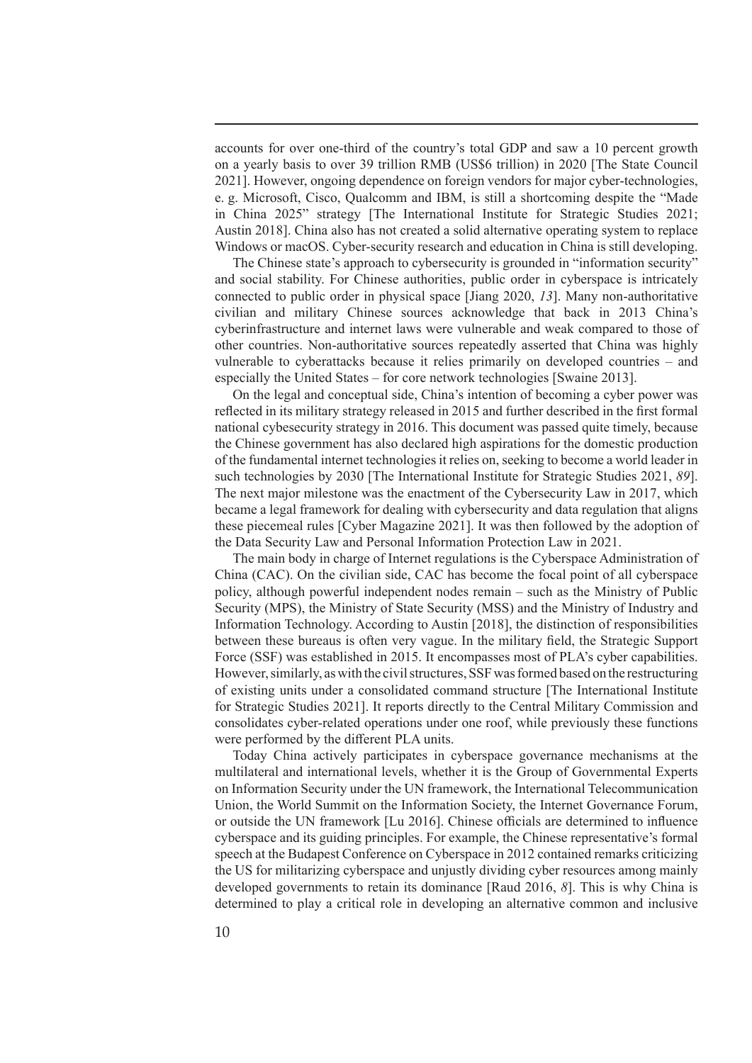accounts for over one-third of the country's total GDP and saw a 10 percent growth on a yearly basis to over 39 trillion RMB (US$6 trillion) in 2020 [The State Council 2021]. However, ongoing dependence on foreign vendors for major cyber-technologies, e. g. Microsoft, Cisco, Qualcomm and IBM, is still a shortcoming despite the "Made in China 2025" strategy [The International Institute for Strategic Studies 2021; Austin 2018]. China also has not created a solid alternative operating system to replace Windows or macOS. Cyber-security research and education in China is still developing.

The Chinese state's approach to cybersecurity is grounded in "information security" and social stability. For Chinese authorities, public order in cyberspace is intricately connected to public order in physical space [Jiang 2020, *13*]. Many non-authoritative civilian and military Chinese sources acknowledge that back in 2013 China's cyberinfrastructure and internet laws were vulnerable and weak compared to those of other countries. Non-authoritative sources repeatedly asserted that China was highly vulnerable to cyberattacks because it relies primarily on developed countries – and especially the United States – for core network technologies [Swaine 2013].

On the legal and conceptual side, China's intention of becoming a cyber power was reflected in its military strategy released in 2015 and further described in the first formal national cybesecurity strategy in 2016. This document was passed quite timely, because the Chinese government has also declared high aspirations for the domestic production of the fundamental internet technologies it relies on, seeking to become a world leader in such technologies by 2030 [The International Institute for Strategic Studies 2021, *89*]. The next major milestone was the enactment of the Cybersecurity Law in 2017, which became a legal framework for dealing with cybersecurity and data regulation that aligns these piecemeal rules [Cyber Magazine 2021]. It was then followed by the adoption of the Data Security Law and Personal Information Protection Law in 2021.

The main body in charge of Internet regulations is the Cyberspace Administration of China (CAC). On the civilian side, CAC has become the focal point of all cyberspace policy, although powerful independent nodes remain – such as the Ministry of Public Security (MPS), the Ministry of State Security (MSS) and the Ministry of Industry and Information Technology. According to Austin [2018], the distinction of responsibilities between these bureaus is often very vague. In the military field, the Strategic Support Force (SSF) was established in 2015. It encompasses most of PLA's cyber capabilities. However, similarly, as with the civil structures, SSF was formed based on the restructuring of existing units under a consolidated command structure [The International Institute for Strategic Studies 2021]. It reports directly to the Central Military Commission and consolidates cyber-related operations under one roof, while previously these functions were performed by the different PLA units.

Today China actively participates in cyberspace governance mechanisms at the multilateral and international levels, whether it is the Group of Governmental Experts on Information Security under the UN framework, the International Telecommunication Union, the World Summit on the Information Society, the Internet Governance Forum, or outside the UN framework [Lu 2016]. Chinese officials are determined to influence cyberspace and its guiding principles. For example, the Chinese representative's formal speech at the Budapest Conference on Cyberspace in 2012 contained remarks criticizing the US for militarizing cyberspace and unjustly dividing cyber resources among mainly developed governments to retain its dominance [Raud 2016, *8*]. This is why China is determined to play a critical role in developing an alternative common and inclusive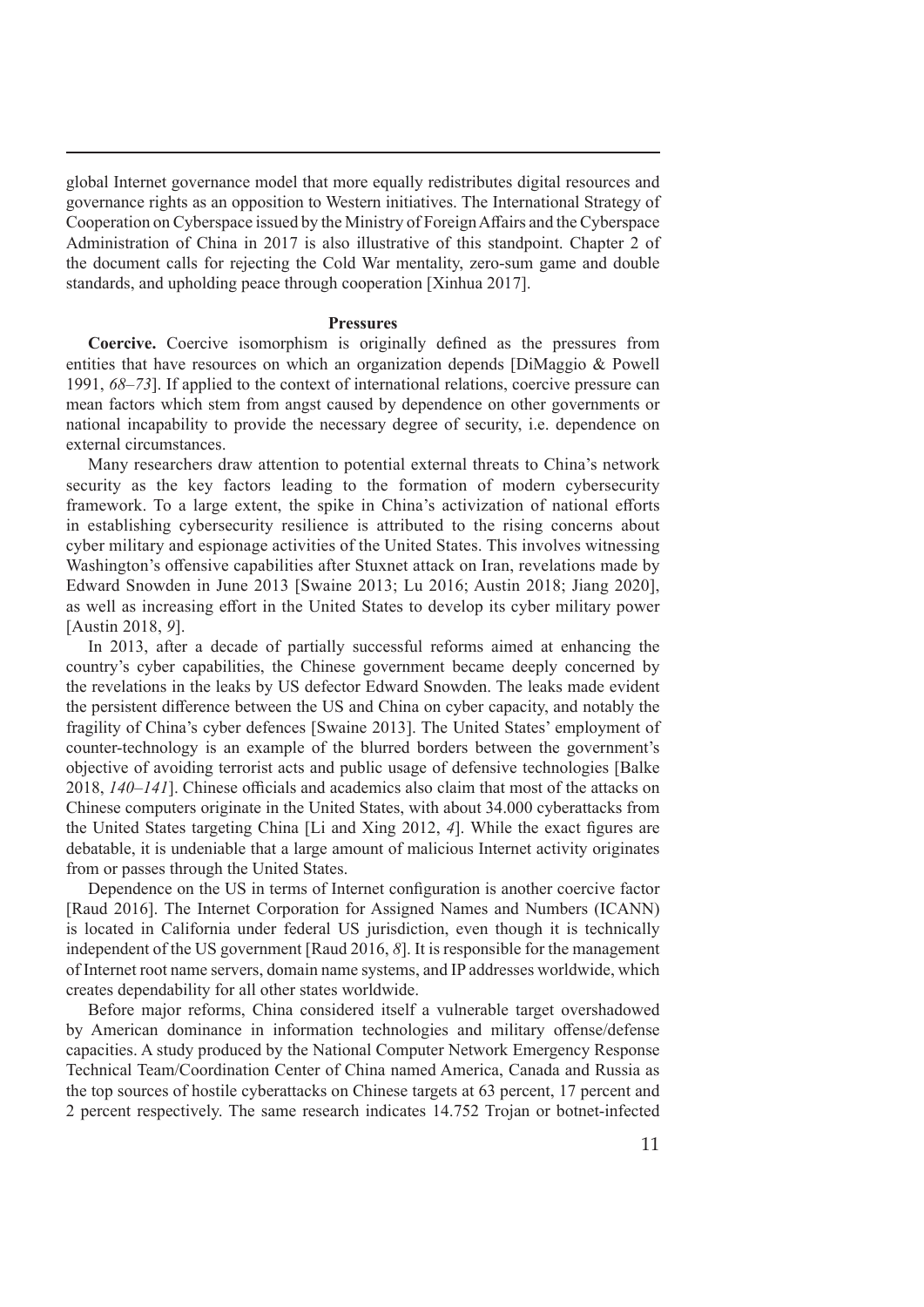global Internet governance model that more equally redistributes digital resources and governance rights as an opposition to Western initiatives. The International Strategy of Cooperation on Cyberspace issued by the Ministry of Foreign Affairs and the Cyberspace Administration of China in 2017 is also illustrative of this standpoint. Chapter 2 of the document calls for rejecting the Cold War mentality, zero-sum game and double standards, and upholding peace through cooperation [Xinhua 2017].

### Pressures

**Coercive.** Coercive isomorphism is originally defined as the pressures from entities that have resources on which an organization depends [DiMaggio & Powell 1991, *68–73*]. If applied to the context of international relations, coercive pressure can mean factors which stem from angst caused by dependence on other governments or national incapability to provide the necessary degree of security, i.e. dependence on external circumstances.

Many researchers draw attention to potential external threats to China's network security as the key factors leading to the formation of modern cybersecurity framework. To a large extent, the spike in China's activization of national efforts in establishing cybersecurity resilience is attributed to the rising concerns about cyber military and espionage activities of the United States. This involves witnessing Washington's offensive capabilities after Stuxnet attack on Iran, revelations made by Edward Snowden in June 2013 [Swaine 2013; Lu 2016; Austin 2018; Jiang 2020], as well as increasing effort in the United States to develop its cyber military power [Austin 2018, *9*].

In 2013, after a decade of partially successful reforms aimed at enhancing the country's cyber capabilities, the Chinese government became deeply concerned by the revelations in the leaks by US defector Edward Snowden. The leaks made evident the persistent difference between the US and China on cyber capacity, and notably the fragility of China's cyber defences [Swaine 2013]. The United States' employment of counter-technology is an example of the blurred borders between the government's objective of avoiding terrorist acts and public usage of defensive technologies [Balke 2018, *140–141*]. Chinese officials and academics also claim that most of the attacks on Chinese computers originate in the United States, with about 34.000 cyberattacks from the United States targeting China [Li and Xing 2012, *4*]. While the exact figures are debatable, it is undeniable that a large amount of malicious Internet activity originates from or passes through the United States.

Dependence on the US in terms of Internet configuration is another coercive factor [Raud 2016]. The Internet Corporation for Assigned Names and Numbers (ICANN) is located in California under federal US jurisdiction, even though it is technically independent of the US government [Raud 2016, *8*]. It is responsible for the management of Internet root name servers, domain name systems, and IP addresses worldwide, which creates dependability for all other states worldwide.

Before major reforms, China considered itself a vulnerable target overshadowed by American dominance in information technologies and military offense/defense capacities. A study produced by the National Computer Network Emergency Response Technical Team/Coordination Center of China named America, Canada and Russia as the top sources of hostile cyberattacks on Chinese targets at 63 percent, 17 percent and 2 percent respectively. The same research indicates 14.752 Trojan or botnet-infected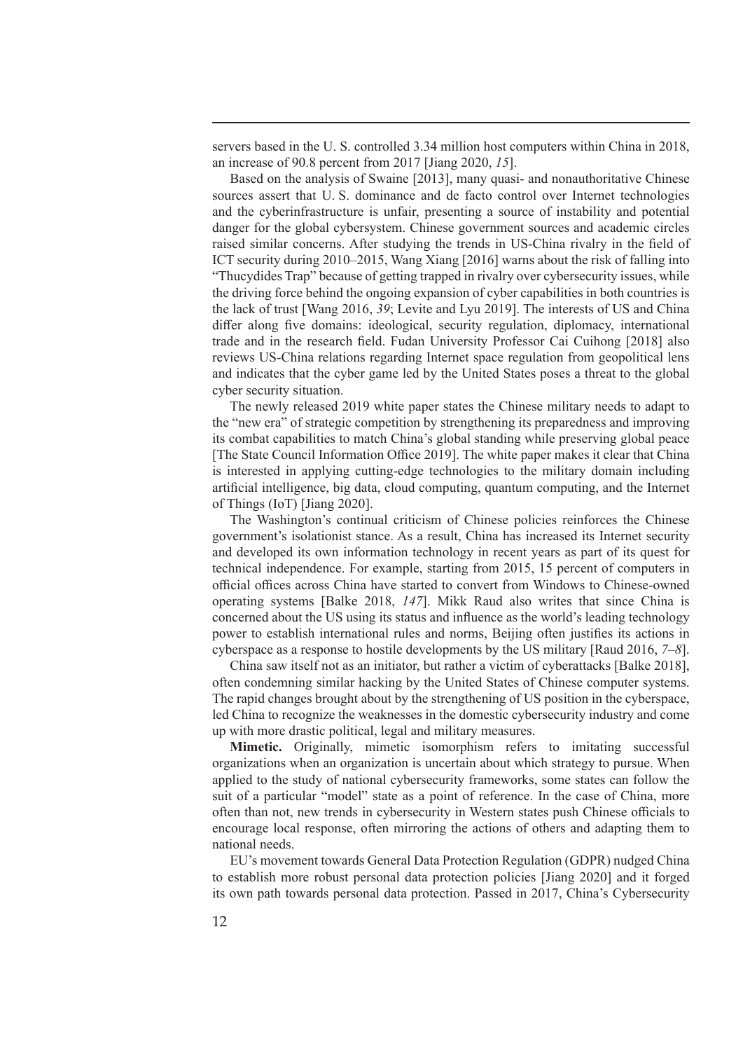servers based in the U. S. controlled 3.34 million host computers within China in 2018, an increase of 90.8 percent from 2017 [Jiang 2020, *15*].

Based on the analysis of Swaine [2013], many quasi- and nonauthoritative Chinese sources assert that U. S. dominance and de facto control over Internet technologies and the cyberinfrastructure is unfair, presenting a source of instability and potential danger for the global cybersystem. Chinese government sources and academic circles raised similar concerns. After studying the trends in US-China rivalry in the field of ICT security during 2010–2015, Wang Xiang [2016] warns about the risk of falling into "Thucydides Trap" because of getting trapped in rivalry over cybersecurity issues, while the driving force behind the ongoing expansion of cyber capabilities in both countries is the lack of trust [Wang 2016, *39*; Levite and Lyu 2019]. The interests of US and China differ along five domains: ideological, security regulation, diplomacy, international trade and in the research field. Fudan University Professor Cai Cuihong [2018] also reviews US-China relations regarding Internet space regulation from geopolitical lens and indicates that the cyber game led by the United States poses a threat to the global cyber security situation.

The newly released 2019 white paper states the Chinese military needs to adapt to the "new era" of strategic competition by strengthening its preparedness and improving its combat capabilities to match China's global standing while preserving global peace [The State Council Information Office 2019]. The white paper makes it clear that China is interested in applying cutting-edge technologies to the military domain including artificial intelligence, big data, cloud computing, quantum computing, and the Internet of Things (IoT) [Jiang 2020].

The Washington's continual criticism of Chinese policies reinforces the Chinese government's isolationist stance. As a result, China has increased its Internet security and developed its own information technology in recent years as part of its quest for technical independence. For example, starting from 2015, 15 percent of computers in official offices across China have started to convert from Windows to Chinese-owned operating systems [Balke 2018, *147*]. Mikk Raud also writes that since China is concerned about the US using its status and influence as the world's leading technology power to establish international rules and norms, Beijing often justifies its actions in cyberspace as a response to hostile developments by the US military [Raud 2016, *7–8*].

China saw itself not as an initiator, but rather a victim of cyberattacks [Balke 2018], often condemning similar hacking by the United States of Chinese computer systems. The rapid changes brought about by the strengthening of US position in the cyberspace, led China to recognize the weaknesses in the domestic cybersecurity industry and come up with more drastic political, legal and military measures.

**Mimetic.** Originally, mimetic isomorphism refers to imitating successful organizations when an organization is uncertain about which strategy to pursue. When applied to the study of national cybersecurity frameworks, some states can follow the suit of a particular "model" state as a point of reference. In the case of China, more often than not, new trends in cybersecurity in Western states push Chinese officials to encourage local response, often mirroring the actions of others and adapting them to national needs.

EU's movement towards General Data Protection Regulation (GDPR) nudged China to establish more robust personal data protection policies [Jiang 2020] and it forged its own path towards personal data protection. Passed in 2017, China's Cybersecurity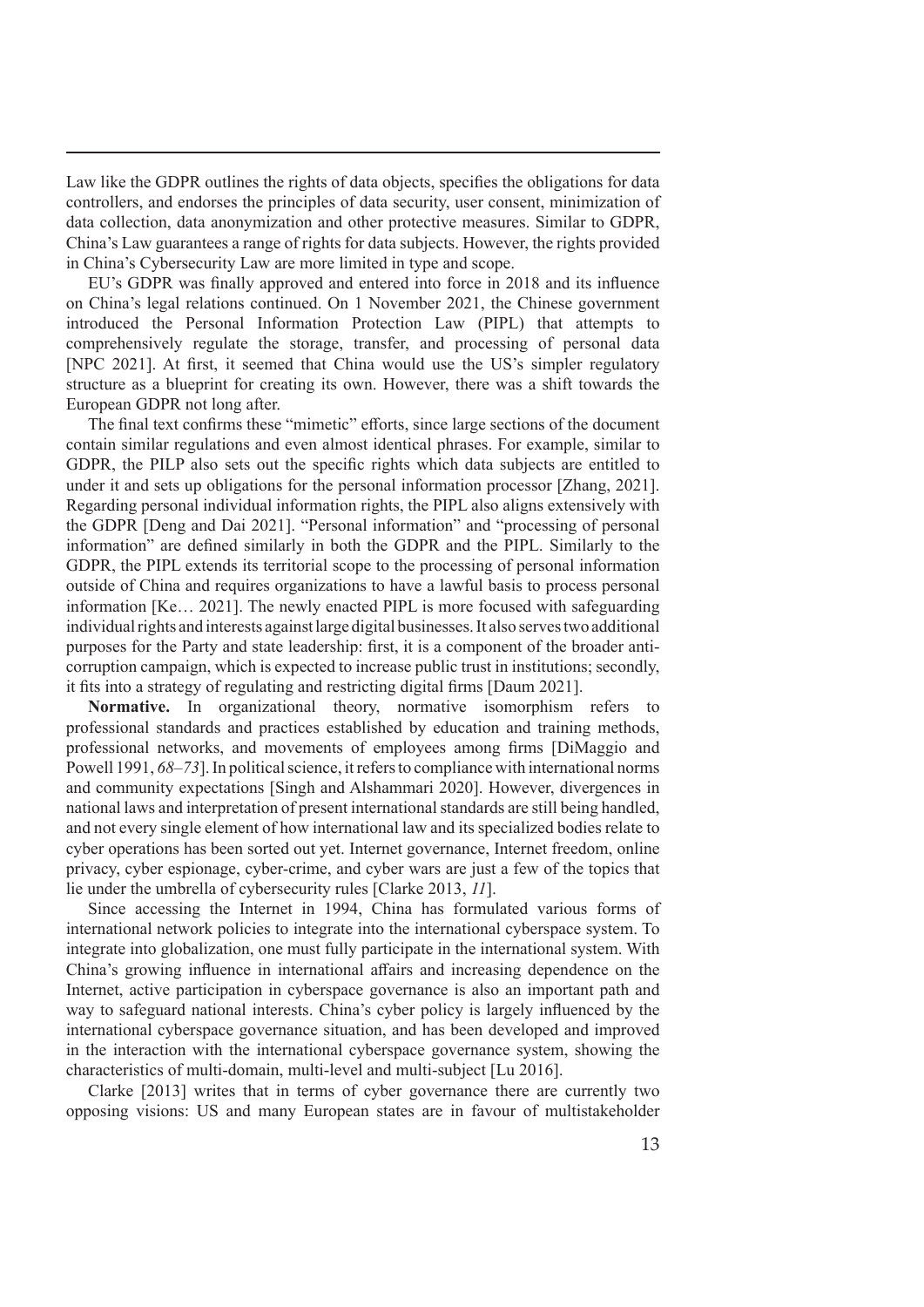Law like the GDPR outlines the rights of data objects, specifies the obligations for data controllers, and endorses the principles of data security, user consent, minimization of data collection, data anonymization and other protective measures. Similar to GDPR, China's Law guarantees a range of rights for data subjects. However, the rights provided in China's Cybersecurity Law are more limited in type and scope.

EU's GDPR was finally approved and entered into force in 2018 and its influence on China's legal relations continued. On 1 November 2021, the Chinese government introduced the Personal Information Protection Law (PIPL) that attempts to comprehensively regulate the storage, transfer, and processing of personal data [NPC 2021]. At first, it seemed that China would use the US's simpler regulatory structure as a blueprint for creating its own. However, there was a shift towards the European GDPR not long after.

The final text confirms these "mimetic" efforts, since large sections of the document contain similar regulations and even almost identical phrases. For example, similar to GDPR, the PILP also sets out the specific rights which data subjects are entitled to under it and sets up obligations for the personal information processor [Zhang, 2021]. Regarding personal individual information rights, the PIPL also aligns extensively with the GDPR [Deng and Dai 2021]. "Personal information" and "processing of personal information" are defined similarly in both the GDPR and the PIPL. Similarly to the GDPR, the PIPL extends its territorial scope to the processing of personal information outside of China and requires organizations to have a lawful basis to process personal information [Ke… 2021]. The newly enacted PIPL is more focused with safeguarding individual rights and interests against large digital businesses. It also serves two additional purposes for the Party and state leadership: first, it is a component of the broader anti-corruption campaign, which is expected to increase public trust in institutions; secondly, it fits into a strategy of regulating and restricting digital firms [Daum 2021].

**Normative.** In organizational theory, normative isomorphism refers to professional standards and practices established by education and training methods, professional networks, and movements of employees among firms [DiMaggio and Powell 1991, *68–73*]. In political science, it refers to compliance with international norms and community expectations [Singh and Alshammari 2020]. However, divergences in national laws and interpretation of present international standards are still being handled, and not every single element of how international law and its specialized bodies relate to cyber operations has been sorted out yet. Internet governance, Internet freedom, online privacy, cyber espionage, cyber-crime, and cyber wars are just a few of the topics that lie under the umbrella of cybersecurity rules [Clarke 2013, *11*].

Since accessing the Internet in 1994, China has formulated various forms of international network policies to integrate into the international cyberspace system. To integrate into globalization, one must fully participate in the international system. With China's growing influence in international affairs and increasing dependence on the Internet, active participation in cyberspace governance is also an important path and way to safeguard national interests. China's cyber policy is largely influenced by the international cyberspace governance situation, and has been developed and improved in the interaction with the international cyberspace governance system, showing the characteristics of multi-domain, multi-level and multi-subject [Lu 2016].

Clarke [2013] writes that in terms of cyber governance there are currently two opposing visions: US and many European states are in favour of multistakeholder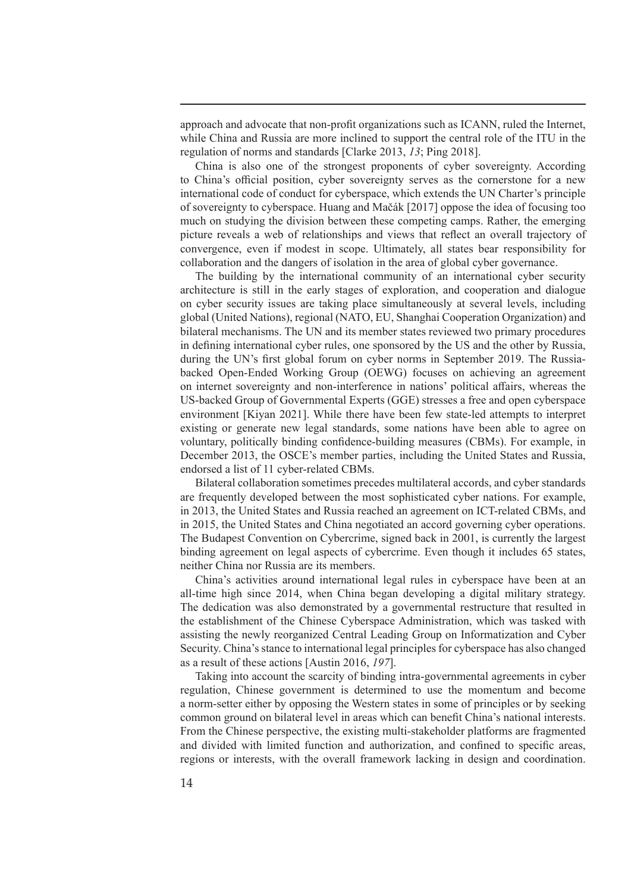approach and advocate that non-profit organizations such as ICANN, ruled the Internet, while China and Russia are more inclined to support the central role of the ITU in the regulation of norms and standards [Clarke 2013, *13*; Ping 2018].

China is also one of the strongest proponents of cyber sovereignty. According to China's official position, cyber sovereignty serves as the cornerstone for a new international code of conduct for cyberspace, which extends the UN Charter's principle of sovereignty to cyberspace. Huang and Mačák [2017] oppose the idea of focusing too much on studying the division between these competing camps. Rather, the emerging picture reveals a web of relationships and views that reflect an overall trajectory of convergence, even if modest in scope. Ultimately, all states bear responsibility for collaboration and the dangers of isolation in the area of global cyber governance.

The building by the international community of an international cyber security architecture is still in the early stages of exploration, and cooperation and dialogue on cyber security issues are taking place simultaneously at several levels, including global (United Nations), regional (NATO, EU, Shanghai Cooperation Organization) and bilateral mechanisms. The UN and its member states reviewed two primary procedures in defining international cyber rules, one sponsored by the US and the other by Russia, during the UN's first global forum on cyber norms in September 2019. The Russia-backed Open-Ended Working Group (OEWG) focuses on achieving an agreement on internet sovereignty and non-interference in nations' political affairs, whereas the US-backed Group of Governmental Experts (GGE) stresses a free and open cyberspace environment [Kiyan 2021]. While there have been few state-led attempts to interpret existing or generate new legal standards, some nations have been able to agree on voluntary, politically binding confidence-building measures (CBMs). For example, in December 2013, the OSCE's member parties, including the United States and Russia, endorsed a list of 11 cyber-related CBMs.

Bilateral collaboration sometimes precedes multilateral accords, and cyber standards are frequently developed between the most sophisticated cyber nations. For example, in 2013, the United States and Russia reached an agreement on ICT-related CBMs, and in 2015, the United States and China negotiated an accord governing cyber operations. The Budapest Convention on Cybercrime, signed back in 2001, is currently the largest binding agreement on legal aspects of cybercrime. Even though it includes 65 states, neither China nor Russia are its members.

China's activities around international legal rules in cyberspace have been at an all-time high since 2014, when China began developing a digital military strategy. The dedication was also demonstrated by a governmental restructure that resulted in the establishment of the Chinese Cyberspace Administration, which was tasked with assisting the newly reorganized Central Leading Group on Informatization and Cyber Security. China's stance to international legal principles for cyberspace has also changed as a result of these actions [Austin 2016, *197*].

Taking into account the scarcity of binding intra-governmental agreements in cyber regulation, Chinese government is determined to use the momentum and become a norm-setter either by opposing the Western states in some of principles or by seeking common ground on bilateral level in areas which can benefit China's national interests. From the Chinese perspective, the existing multi-stakeholder platforms are fragmented and divided with limited function and authorization, and confined to specific areas, regions or interests, with the overall framework lacking in design and coordination.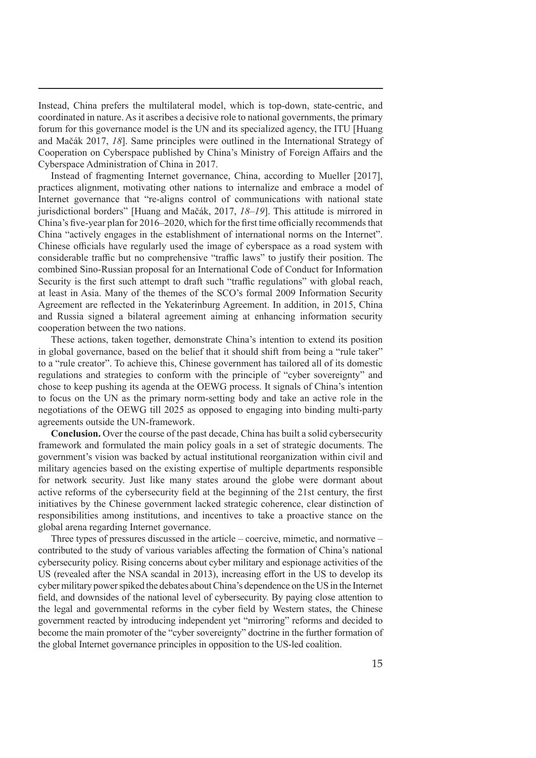Instead, China prefers the multilateral model, which is top-down, state-centric, and coordinated in nature. As it ascribes a decisive role to national governments, the primary forum for this governance model is the UN and its specialized agency, the ITU [Huang and Mačák 2017, *18*]. Same principles were outlined in the International Strategy of Cooperation on Cyberspace published by China's Ministry of Foreign Affairs and the Cyberspace Administration of China in 2017.

Instead of fragmenting Internet governance, China, according to Mueller [2017], practices alignment, motivating other nations to internalize and embrace a model of Internet governance that "re-aligns control of communications with national state jurisdictional borders" [Huang and Mačák, 2017, *18–19*]. This attitude is mirrored in China's five-year plan for 2016–2020, which for the first time officially recommends that China "actively engages in the establishment of international norms on the Internet". Chinese officials have regularly used the image of cyberspace as a road system with considerable traffic but no comprehensive "traffic laws" to justify their position. The combined Sino-Russian proposal for an International Code of Conduct for Information Security is the first such attempt to draft such "traffic regulations" with global reach, at least in Asia. Many of the themes of the SCO's formal 2009 Information Security Agreement are reflected in the Yekaterinburg Agreement. In addition, in 2015, China and Russia signed a bilateral agreement aiming at enhancing information security cooperation between the two nations.

These actions, taken together, demonstrate China's intention to extend its position in global governance, based on the belief that it should shift from being a "rule taker" to a "rule creator". To achieve this, Chinese government has tailored all of its domestic regulations and strategies to conform with the principle of "cyber sovereignty" and chose to keep pushing its agenda at the OEWG process. It signals of China's intention to focus on the UN as the primary norm-setting body and take an active role in the negotiations of the OEWG till 2025 as opposed to engaging into binding multi-party agreements outside the UN-framework.

**Conclusion.** Over the course of the past decade, China has built a solid cybersecurity framework and formulated the main policy goals in a set of strategic documents. The government's vision was backed by actual institutional reorganization within civil and military agencies based on the existing expertise of multiple departments responsible for network security. Just like many states around the globe were dormant about active reforms of the cybersecurity field at the beginning of the 21st century, the first initiatives by the Chinese government lacked strategic coherence, clear distinction of responsibilities among institutions, and incentives to take a proactive stance on the global arena regarding Internet governance.

Three types of pressures discussed in the article – coercive, mimetic, and normative – contributed to the study of various variables affecting the formation of China's national cybersecurity policy. Rising concerns about cyber military and espionage activities of the US (revealed after the NSA scandal in 2013), increasing effort in the US to develop its cyber military power spiked the debates about China's dependence on the US in the Internet field, and downsides of the national level of cybersecurity. By paying close attention to the legal and governmental reforms in the cyber field by Western states, the Chinese government reacted by introducing independent yet "mirroring" reforms and decided to become the main promoter of the "cyber sovereignty" doctrine in the further formation of the global Internet governance principles in opposition to the US-led coalition.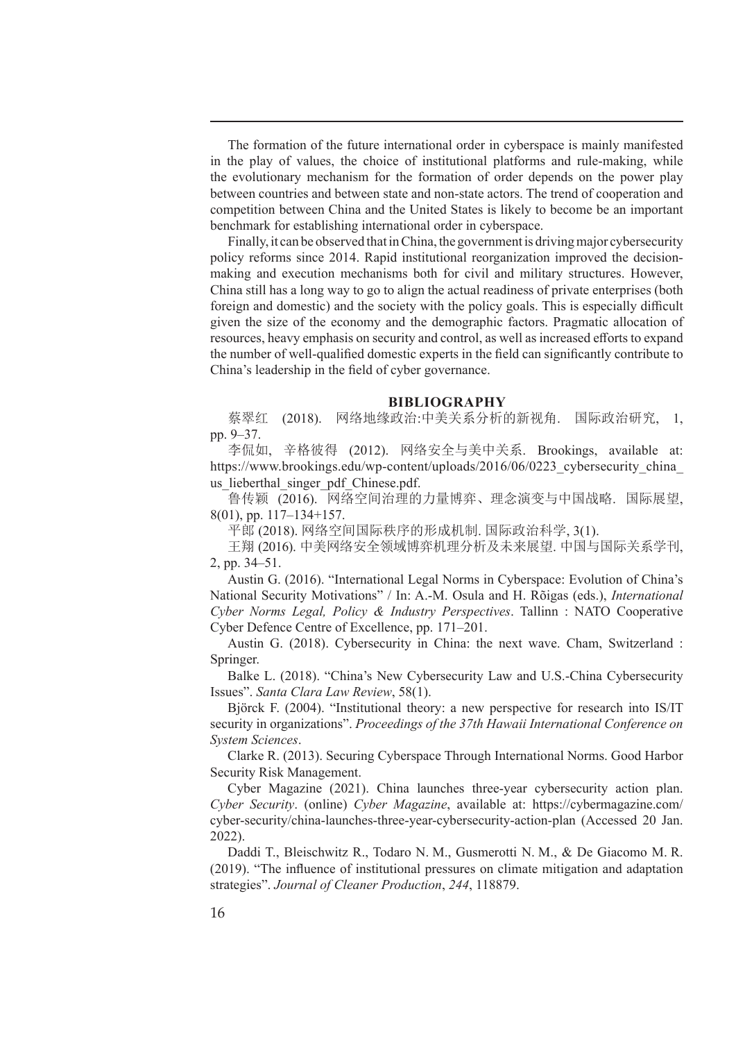The formation of the future international order in cyberspace is mainly manifested in the play of values, the choice of institutional platforms and rule-making, while the evolutionary mechanism for the formation of order depends on the power play between countries and between state and non-state actors. The trend of cooperation and competition between China and the United States is likely to become be an important benchmark for establishing international order in cyberspace.

Finally, it can be observed that in China, the government is driving major cybersecurity policy reforms since 2014. Rapid institutional reorganization improved the decision-making and execution mechanisms both for civil and military structures. However, China still has a long way to go to align the actual readiness of private enterprises (both foreign and domestic) and the society with the policy goals. This is especially difficult given the size of the economy and the demographic factors. Pragmatic allocation of resources, heavy emphasis on security and control, as well as increased efforts to expand the number of well-qualified domestic experts in the field can significantly contribute to China's leadership in the field of cyber governance.

## BIBLIOGRAPHY

蔡翠红 (2018). 网络地缘政治:中美关系分析的新视角. 国际政治研究, 1, pp. 9–37.

李侃如, 辛格彼得 (2012). 网络安全与美中关系. Brookings, available at: https://www.brookings.edu/wp-content/uploads/2016/06/0223_cybersecurity_china_us_lieberthal_singer_pdf_Chinese.pdf.

鲁传颖 (2016). 网络空间治理的力量博弈、理念演变与中国战略. 国际展望, 8(01), pp. 117–134+157.

平郎 (2018). 网络空间国际秩序的形成机制. 国际政治科学, 3(1).

王翔 (2016). 中美网络安全领域博弈机理分析及未来展望. 中国与国际关系学刊, 2, pp. 34–51.

Austin G. (2016). "International Legal Norms in Cyberspace: Evolution of China's National Security Motivations" / In: A.-M. Osula and H. Rõigas (eds.), *International Cyber Norms Legal, Policy & Industry Perspectives*. Tallinn : NATO Cooperative Cyber Defence Centre of Excellence, pp. 171–201.

Austin G. (2018). Cybersecurity in China: the next wave. Cham, Switzerland : Springer.

Balke L. (2018). "China's New Cybersecurity Law and U.S.-China Cybersecurity Issues". *Santa Clara Law Review*, 58(1).

Björck F. (2004). "Institutional theory: a new perspective for research into IS/IT security in organizations". *Proceedings of the 37th Hawaii International Conference on System Sciences*.

Clarke R. (2013). Securing Cyberspace Through International Norms. Good Harbor Security Risk Management.

Cyber Magazine (2021). China launches three-year cybersecurity action plan. *Cyber Security*. (online) *Cyber Magazine*, available at: https://cybermagazine.com/cyber-security/china-launches-three-year-cybersecurity-action-plan (Accessed 20 Jan. 2022).

Daddi T., Bleischwitz R., Todaro N. M., Gusmerotti N. M., & De Giacomo M. R. (2019). "The influence of institutional pressures on climate mitigation and adaptation strategies". *Journal of Cleaner Production*, *244*, 118879.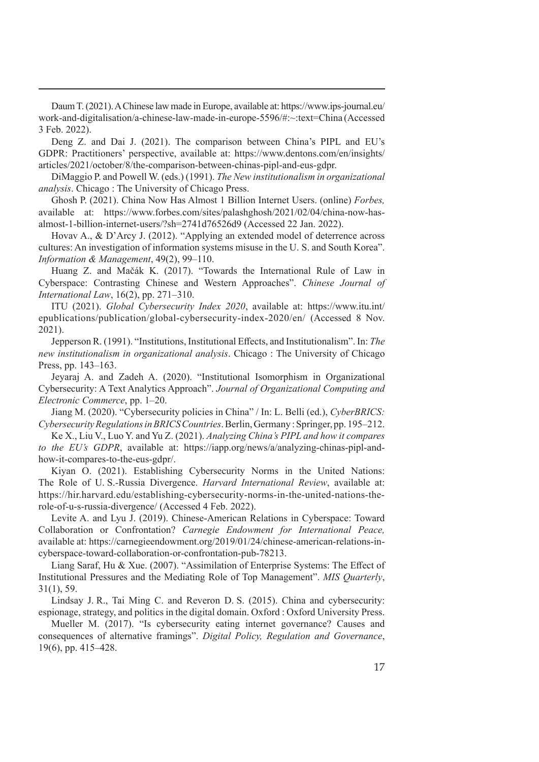Daum T. (2021). A Chinese law made in Europe, available at: https://www.ips-journal.eu/work-and-digitalisation/a-chinese-law-made-in-europe-5596/#:~:text=China (Accessed 3 Feb. 2022).

Deng Z. and Dai J. (2021). The comparison between China's PIPL and EU's GDPR: Practitioners' perspective, available at: https://www.dentons.com/en/insights/articles/2021/october/8/the-comparison-between-chinas-pipl-and-eus-gdpr.

DiMaggio P. and Powell W. (eds.) (1991). *The New institutionalism in organizational analysis*. Chicago : The University of Chicago Press.

Ghosh P. (2021). China Now Has Almost 1 Billion Internet Users. (online) *Forbes,* available at: https://www.forbes.com/sites/palashghosh/2021/02/04/china-now-has-almost-1-billion-internet-users/?sh=2741d76526d9 (Accessed 22 Jan. 2022).

Hovav A., & D'Arcy J. (2012). "Applying an extended model of deterrence across cultures: An investigation of information systems misuse in the U. S. and South Korea". *Information & Management*, 49(2), 99–110.

Huang Z. and Mačák K. (2017). "Towards the International Rule of Law in Cyberspace: Contrasting Chinese and Western Approaches". *Chinese Journal of International Law*, 16(2), pp. 271–310.

ITU (2021). *Global Cybersecurity Index 2020*, available at: https://www.itu.int/epublications/publication/global-cybersecurity-index-2020/en/ (Accessed 8 Nov. 2021).

Jepperson R. (1991). "Institutions, Institutional Effects, and Institutionalism". In: *The new institutionalism in organizational analysis*. Chicago : The University of Chicago Press, pp. 143–163.

Jeyaraj A. and Zadeh A. (2020). "Institutional Isomorphism in Organizational Cybersecurity: A Text Analytics Approach". *Journal of Organizational Computing and Electronic Commerce*, pp. 1–20.

Jiang M. (2020). "Cybersecurity policies in China" / In: L. Belli (ed.), *CyberBRICS: Cybersecurity Regulations in BRICS Countries*. Berlin, Germany : Springer, pp. 195–212.

Ke X., Liu V., Luo Y. and Yu Z. (2021). *Analyzing China's PIPL and how it compares to the EU's GDPR*, available at: https://iapp.org/news/a/analyzing-chinas-pipl-and-how-it-compares-to-the-eus-gdpr/.

Kiyan O. (2021). Establishing Cybersecurity Norms in the United Nations: The Role of U. S.-Russia Divergence. *Harvard International Review*, available at: https://hir.harvard.edu/establishing-cybersecurity-norms-in-the-united-nations-the-role-of-u-s-russia-divergence/ (Accessed 4 Feb. 2022).

Levite A. and Lyu J. (2019). Chinese-American Relations in Cyberspace: Toward Collaboration or Confrontation? *Carnegie Endowment for International Peace,* available at: https://carnegieendowment.org/2019/01/24/chinese-american-relations-in-cyberspace-toward-collaboration-or-confrontation-pub-78213.

Liang Saraf, Hu & Xue. (2007). "Assimilation of Enterprise Systems: The Effect of Institutional Pressures and the Mediating Role of Top Management". *MIS Quarterly*, 31(1), 59.

Lindsay J. R., Tai Ming C. and Reveron D. S. (2015). China and cybersecurity: espionage, strategy, and politics in the digital domain. Oxford : Oxford University Press.

Mueller M. (2017). "Is cybersecurity eating internet governance? Causes and consequences of alternative framings". *Digital Policy, Regulation and Governance*, 19(6), pp. 415–428.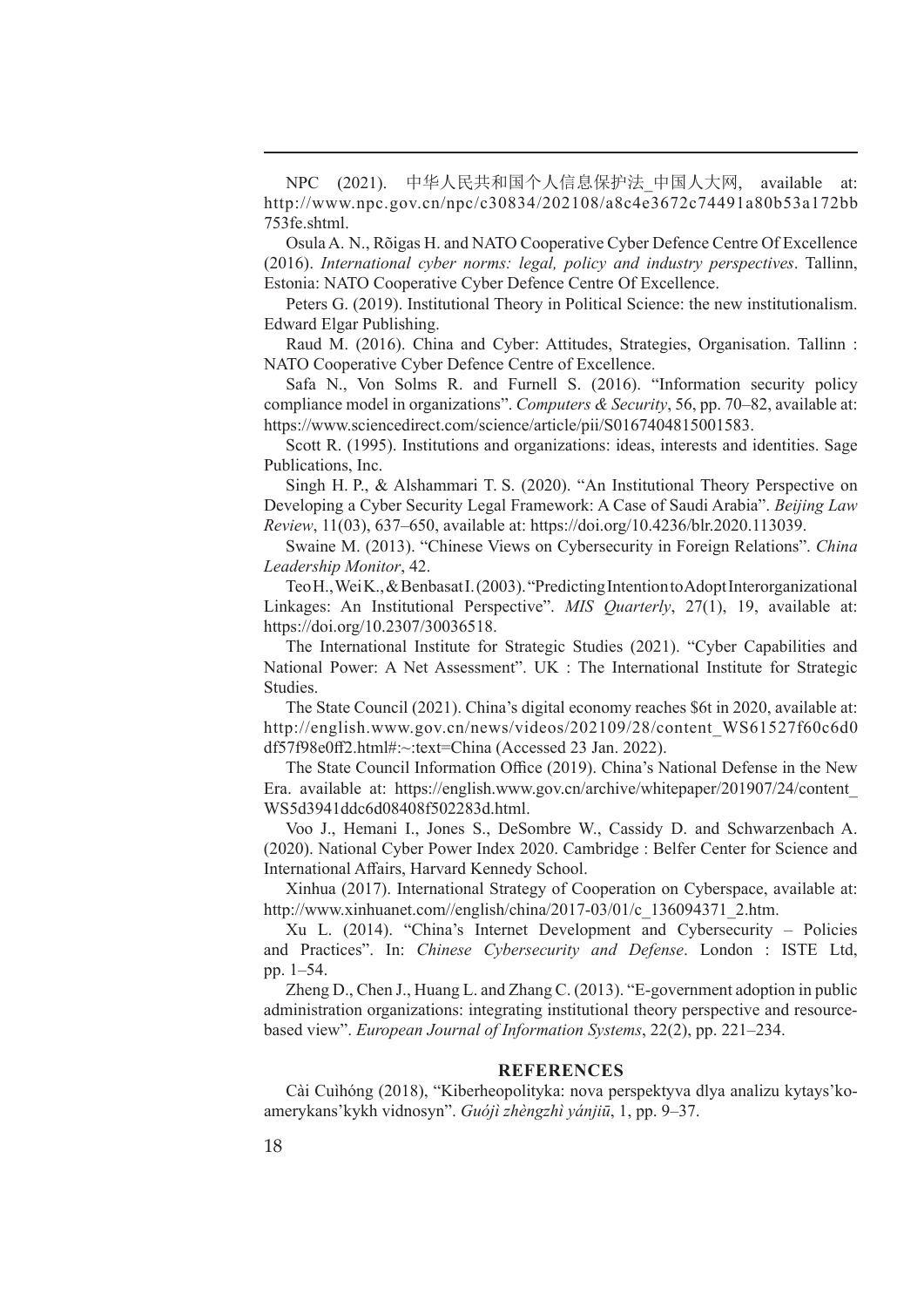NPC (2021). 中华人民共和国个人信息保护法_中国人大网, available at: http://www.npc.gov.cn/npc/c30834/202108/a8c4e3672c74491a80b53a172bb753fe.shtml.

Osula A. N., Rõigas H. and NATO Cooperative Cyber Defence Centre Of Excellence (2016). *International cyber norms: legal, policy and industry perspectives*. Tallinn, Estonia: NATO Cooperative Cyber Defence Centre Of Excellence.

Peters G. (2019). Institutional Theory in Political Science: the new institutionalism. Edward Elgar Publishing.

Raud M. (2016). China and Cyber: Attitudes, Strategies, Organisation. Tallinn : NATO Cooperative Cyber Defence Centre of Excellence.

Safa N., Von Solms R. and Furnell S. (2016). "Information security policy compliance model in organizations". *Computers & Security*, 56, pp. 70–82, available at: https://www.sciencedirect.com/science/article/pii/S0167404815001583.

Scott R. (1995). Institutions and organizations: ideas, interests and identities. Sage Publications, Inc.

Singh H. P., & Alshammari T. S. (2020). "An Institutional Theory Perspective on Developing a Cyber Security Legal Framework: A Case of Saudi Arabia". *Beijing Law Review*, 11(03), 637–650, available at: https://doi.org/10.4236/blr.2020.113039.

Swaine M. (2013). "Chinese Views on Cybersecurity in Foreign Relations". *China Leadership Monitor*, 42.

Teo H., Wei K., & Benbasat I. (2003). "Predicting Intention to Adopt Interorganizational Linkages: An Institutional Perspective". *MIS Quarterly*, 27(1), 19, available at: https://doi.org/10.2307/30036518.

The International Institute for Strategic Studies (2021). "Cyber Capabilities and National Power: A Net Assessment". UK : The International Institute for Strategic Studies.

The State Council (2021). China's digital economy reaches $6t in 2020, available at: http://english.www.gov.cn/news/videos/202109/28/content_WS61527f60c6d0df57f98e0ff2.html#:~:text=China (Accessed 23 Jan. 2022).

The State Council Information Office (2019). China's National Defense in the New Era. available at: https://english.www.gov.cn/archive/whitepaper/201907/24/content_WS5d3941ddc6d08408f502283d.html.

Voo J., Hemani I., Jones S., DeSombre W., Cassidy D. and Schwarzenbach A. (2020). National Cyber Power Index 2020. Cambridge : Belfer Center for Science and International Affairs, Harvard Kennedy School.

Xinhua (2017). International Strategy of Cooperation on Cyberspace, available at: http://www.xinhuanet.com//english/china/2017-03/01/c_136094371_2.htm.

Xu L. (2014). "China's Internet Development and Cybersecurity – Policies and Practices". In: *Chinese Cybersecurity and Defense*. London : ISTE Ltd, pp. 1–54.

Zheng D., Chen J., Huang L. and Zhang C. (2013). "E-government adoption in public administration organizations: integrating institutional theory perspective and resource-based view". *European Journal of Information Systems*, 22(2), pp. 221–234.

## REFERENCES

Cài Cuìhóng (2018), "Kiberheopolityka: nova perspektyva dlya analizu kytays'ko-amerykans'kykh vidnosyn". *Guójì zhèngzhì yánjiū*, 1, pp. 9–37.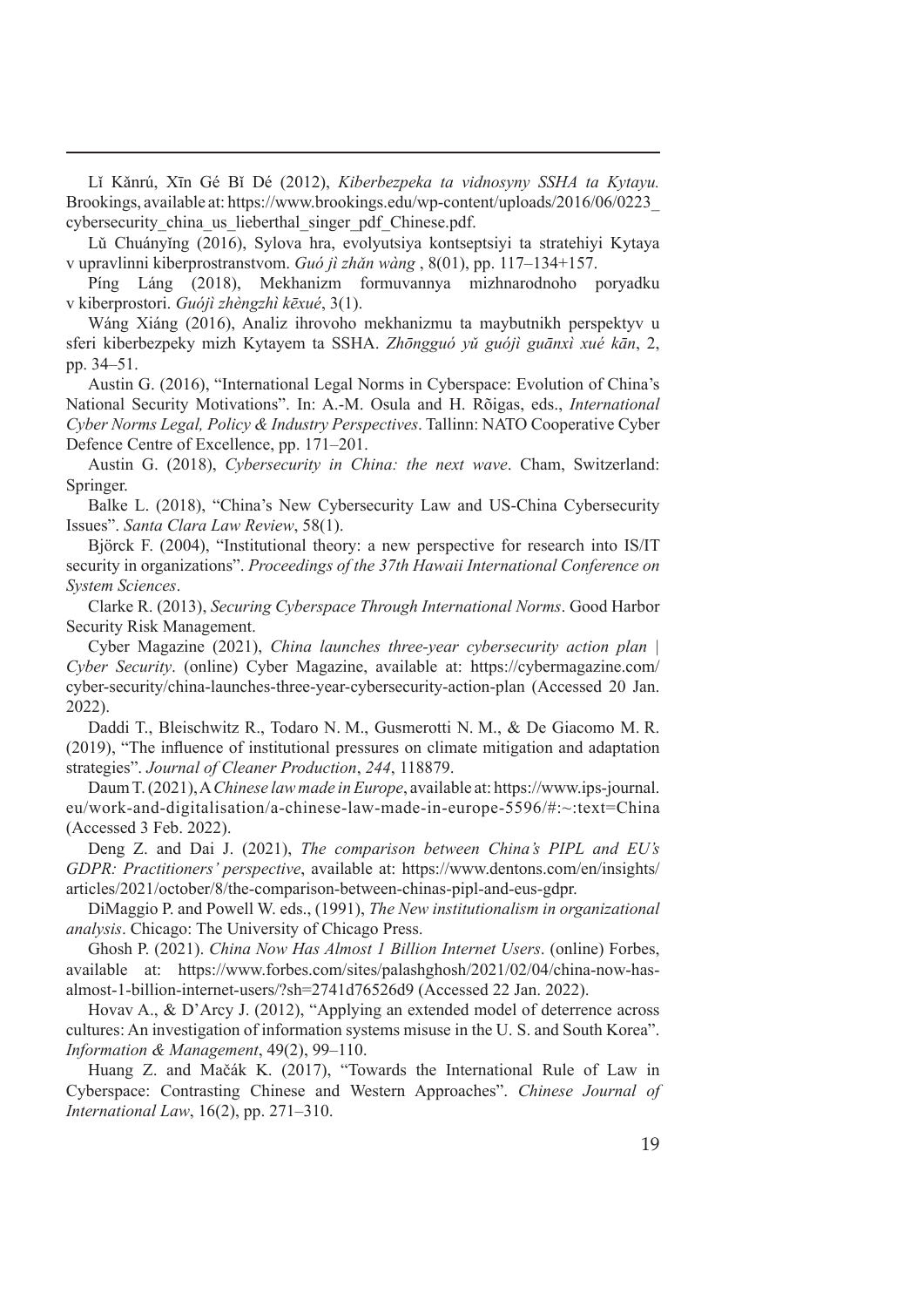Lǐ Kǎnrú, Xīn Gé Bǐ Dé (2012), *Kiberbezpeka ta vidnosyny SSHA ta Kytayu.* Brookings, available at: https://www.brookings.edu/wp-content/uploads/2016/06/0223_cybersecurity_china_us_lieberthal_singer_pdf_Chinese.pdf.

Lǔ Chuányīng (2016), Sylova hra, evolyutsiya kontseptsiyi ta stratehiyi Kytaya v upravlinni kiberprostranstvom. *Guó jì zhǎn wàng* , 8(01), pp. 117–134+157.

Píng Láng (2018), Mekhanizm formuvannya mizhnarodnoho poryadku v kiberprostori. *Guójì zhèngzhì kēxué*, 3(1).

Wáng Xiáng (2016), Analiz ihrovoho mekhanizmu ta maybutnikh perspektyv u sferi kiberbezpeky mizh Kytayem ta SSHA. *Zhōngguó yǔ guójì guānxì xué kān*, 2, pp. 34–51.

Austin G. (2016), "International Legal Norms in Cyberspace: Evolution of China's National Security Motivations". In: A.-M. Osula and H. Rõigas, eds., *International Cyber Norms Legal, Policy & Industry Perspectives*. Tallinn: NATO Cooperative Cyber Defence Centre of Excellence, pp. 171–201.

Austin G. (2018), *Cybersecurity in China: the next wave*. Cham, Switzerland: Springer.

Balke L. (2018), "China's New Cybersecurity Law and US-China Cybersecurity Issues". *Santa Clara Law Review*, 58(1).

Björck F. (2004), "Institutional theory: a new perspective for research into IS/IT security in organizations". *Proceedings of the 37th Hawaii International Conference on System Sciences*.

Clarke R. (2013), *Securing Cyberspace Through International Norms*. Good Harbor Security Risk Management.

Cyber Magazine (2021), *China launches three-year cybersecurity action plan | Cyber Security*. (online) Cyber Magazine, available at: https://cybermagazine.com/cyber-security/china-launches-three-year-cybersecurity-action-plan (Accessed 20 Jan. 2022).

Daddi T., Bleischwitz R., Todaro N. M., Gusmerotti N. M., & De Giacomo M. R. (2019), "The influence of institutional pressures on climate mitigation and adaptation strategies". *Journal of Cleaner Production*, *244*, 118879.

Daum T. (2021), A *Chinese law made in Europe*, available at: https://www.ips-journal.eu/work-and-digitalisation/a-chinese-law-made-in-europe-5596/#:~:text=China (Accessed 3 Feb. 2022).

Deng Z. and Dai J. (2021), *The comparison between China's PIPL and EU's GDPR: Practitioners' perspective*, available at: https://www.dentons.com/en/insights/articles/2021/october/8/the-comparison-between-chinas-pipl-and-eus-gdpr.

DiMaggio P. and Powell W. eds., (1991), *The New institutionalism in organizational analysis*. Chicago: The University of Chicago Press.

Ghosh P. (2021). *China Now Has Almost 1 Billion Internet Users*. (online) Forbes, available at: https://www.forbes.com/sites/palashghosh/2021/02/04/china-now-has-almost-1-billion-internet-users/?sh=2741d76526d9 (Accessed 22 Jan. 2022).

Hovav A., & D'Arcy J. (2012), "Applying an extended model of deterrence across cultures: An investigation of information systems misuse in the U. S. and South Korea". *Information & Management*, 49(2), 99–110.

Huang Z. and Mačák K. (2017), "Towards the International Rule of Law in Cyberspace: Contrasting Chinese and Western Approaches". *Chinese Journal of International Law*, 16(2), pp. 271–310.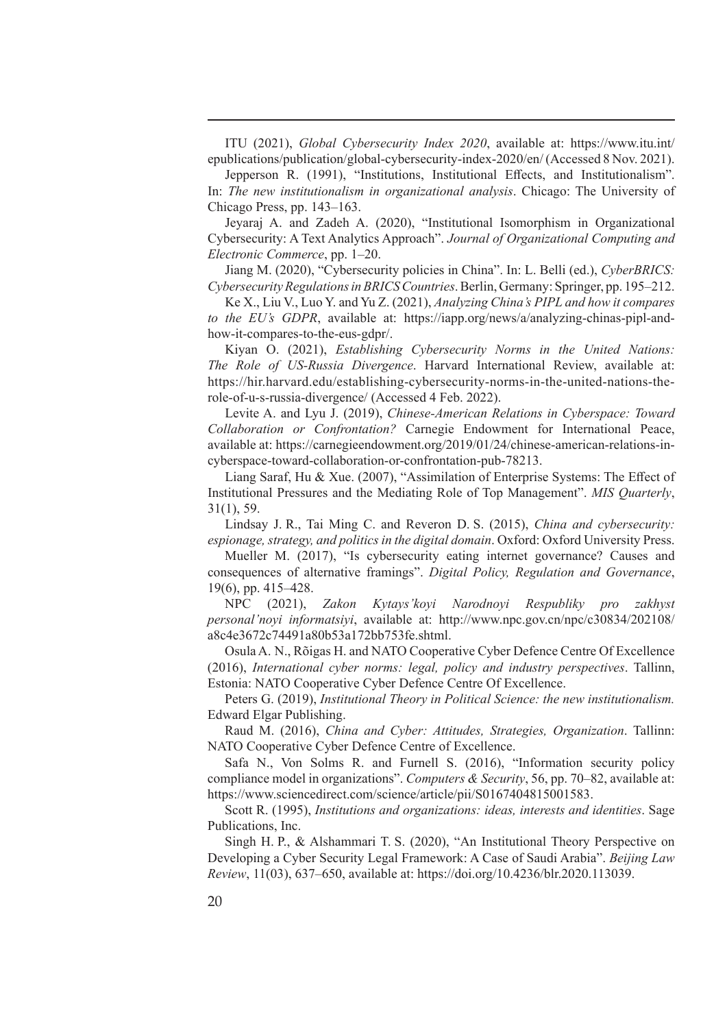ITU (2021), *Global Cybersecurity Index 2020*, available at: https://www.itu.int/epublications/publication/global-cybersecurity-index-2020/en/ (Accessed 8 Nov. 2021).

Jepperson R. (1991), "Institutions, Institutional Effects, and Institutionalism". In: *The new institutionalism in organizational analysis*. Chicago: The University of Chicago Press, pp. 143–163.

Jeyaraj A. and Zadeh A. (2020), "Institutional Isomorphism in Organizational Cybersecurity: A Text Analytics Approach". *Journal of Organizational Computing and Electronic Commerce*, pp. 1–20.

Jiang M. (2020), "Cybersecurity policies in China". In: L. Belli (ed.), *CyberBRICS: Cybersecurity Regulations in BRICS Countries*. Berlin, Germany: Springer, pp. 195–212.

Ke X., Liu V., Luo Y. and Yu Z. (2021), *Analyzing China's PIPL and how it compares to the EU's GDPR*, available at: https://iapp.org/news/a/analyzing-chinas-pipl-and-how-it-compares-to-the-eus-gdpr/.

Kiyan O. (2021), *Establishing Cybersecurity Norms in the United Nations: The Role of US-Russia Divergence*. Harvard International Review, available at: https://hir.harvard.edu/establishing-cybersecurity-norms-in-the-united-nations-the-role-of-u-s-russia-divergence/ (Accessed 4 Feb. 2022).

Levite A. and Lyu J. (2019), *Chinese-American Relations in Cyberspace: Toward Collaboration or Confrontation?* Carnegie Endowment for International Peace, available at: https://carnegieendowment.org/2019/01/24/chinese-american-relations-in-cyberspace-toward-collaboration-or-confrontation-pub-78213.

Liang Saraf, Hu & Xue. (2007), "Assimilation of Enterprise Systems: The Effect of Institutional Pressures and the Mediating Role of Top Management". *MIS Quarterly*, 31(1), 59.

Lindsay J. R., Tai Ming C. and Reveron D. S. (2015), *China and cybersecurity: espionage, strategy, and politics in the digital domain*. Oxford: Oxford University Press.

Mueller M. (2017), "Is cybersecurity eating internet governance? Causes and consequences of alternative framings". *Digital Policy, Regulation and Governance*, 19(6), pp. 415–428.

NPC (2021), *Zakon Kytays'koyi Narodnoyi Respubliky pro zakhyst personal'noyi informatsiyi*, available at: http://www.npc.gov.cn/npc/c30834/202108/a8c4e3672c74491a80b53a172bb753fe.shtml.

Osula A. N., Rõigas H. and NATO Cooperative Cyber Defence Centre Of Excellence (2016), *International cyber norms: legal, policy and industry perspectives*. Tallinn, Estonia: NATO Cooperative Cyber Defence Centre Of Excellence.

Peters G. (2019), *Institutional Theory in Political Science: the new institutionalism.* Edward Elgar Publishing.

Raud M. (2016), *China and Cyber: Attitudes, Strategies, Organization*. Tallinn: NATO Cooperative Cyber Defence Centre of Excellence.

Safa N., Von Solms R. and Furnell S. (2016), "Information security policy compliance model in organizations". *Computers & Security*, 56, pp. 70–82, available at: https://www.sciencedirect.com/science/article/pii/S0167404815001583.

Scott R. (1995), *Institutions and organizations: ideas, interests and identities*. Sage Publications, Inc.

Singh H. P., & Alshammari T. S. (2020), "An Institutional Theory Perspective on Developing a Cyber Security Legal Framework: A Case of Saudi Arabia". *Beijing Law Review*, 11(03), 637–650, available at: https://doi.org/10.4236/blr.2020.113039.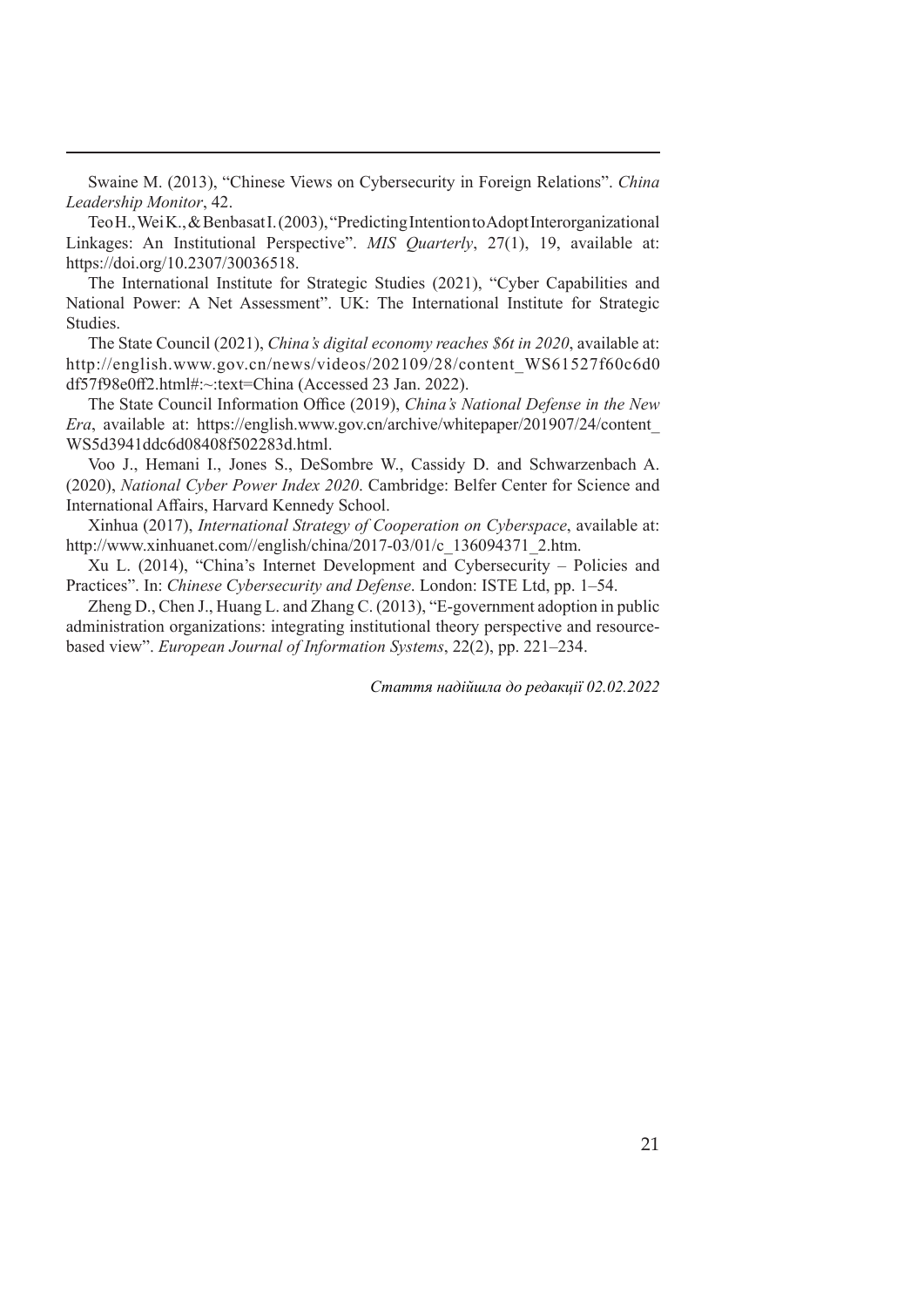Swaine M. (2013), "Chinese Views on Cybersecurity in Foreign Relations". *China Leadership Monitor*, 42.

Teo H., Wei K., & Benbasat I. (2003), "Predicting Intention to Adopt Interorganizational Linkages: An Institutional Perspective". *MIS Quarterly*, 27(1), 19, available at: https://doi.org/10.2307/30036518.

The International Institute for Strategic Studies (2021), "Cyber Capabilities and National Power: A Net Assessment". UK: The International Institute for Strategic Studies.

The State Council (2021), *China's digital economy reaches $6t in 2020*, available at: http://english.www.gov.cn/news/videos/202109/28/content_WS61527f60c6d0df57f98e0ff2.html#:~:text=China (Accessed 23 Jan. 2022).

The State Council Information Office (2019), *China's National Defense in the New Era*, available at: https://english.www.gov.cn/archive/whitepaper/201907/24/content_WS5d3941ddc6d08408f502283d.html.

Voo J., Hemani I., Jones S., DeSombre W., Cassidy D. and Schwarzenbach A. (2020), *National Cyber Power Index 2020*. Cambridge: Belfer Center for Science and International Affairs, Harvard Kennedy School.

Xinhua (2017), *International Strategy of Cooperation on Cyberspace*, available at: http://www.xinhuanet.com//english/china/2017-03/01/c_136094371_2.htm.

Xu L. (2014), "China's Internet Development and Cybersecurity – Policies and Practices". In: *Chinese Cybersecurity and Defense*. London: ISTE Ltd, pp. 1–54.

Zheng D., Chen J., Huang L. and Zhang C. (2013), "E-government adoption in public administration organizations: integrating institutional theory perspective and resource-based view". *European Journal of Information Systems*, 22(2), pp. 221–234.

*Стаття надійшла до редакції 02.02.2022*